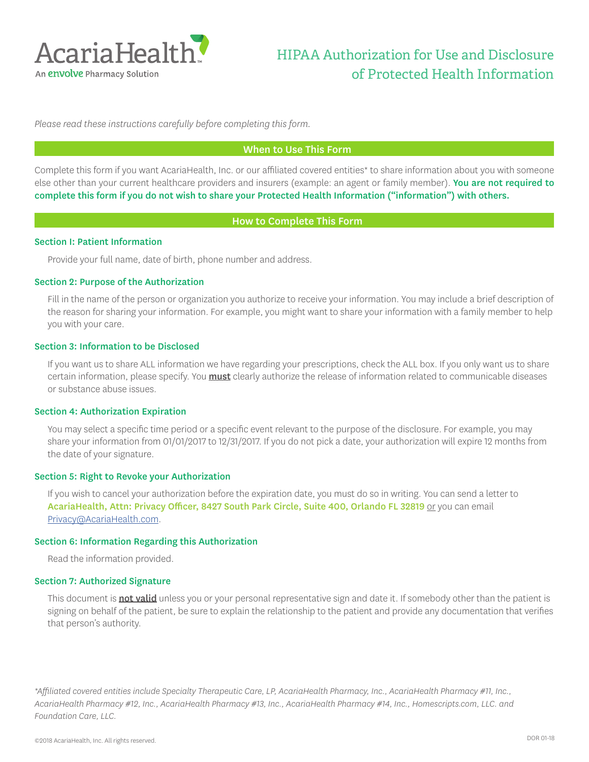AcariaHealth™
An envolve Pharmacy Solution

# HIPAA Authorization for Use and Disclosure of Protected Health Information

*Please read these instructions carefully before completing this form.*

## When to Use This Form

Complete this form if you want AcariaHealth, Inc. or our affiliated covered entities* to share information about you with someone else other than your current healthcare providers and insurers (example: an agent or family member). **You are not required to complete this form if you do not wish to share your Protected Health Information ("information") with others.**

## How to Complete This Form

### Section I: Patient Information

Provide your full name, date of birth, phone number and address.

### Section 2: Purpose of the Authorization

Fill in the name of the person or organization you authorize to receive your information. You may include a brief description of the reason for sharing your information. For example, you might want to share your information with a family member to help you with your care.

### Section 3: Information to be Disclosed

If you want us to share ALL information we have regarding your prescriptions, check the ALL box. If you only want us to share certain information, please specify. You <u>**must**</u> clearly authorize the release of information related to communicable diseases or substance abuse issues.

### Section 4: Authorization Expiration

You may select a specific time period or a specific event relevant to the purpose of the disclosure. For example, you may share your information from 01/01/2017 to 12/31/2017. If you do not pick a date, your authorization will expire 12 months from the date of your signature.

### Section 5: Right to Revoke your Authorization

If you wish to cancel your authorization before the expiration date, you must do so in writing. You can send a letter to **AcariaHealth, Attn: Privacy Officer, 8427 South Park Circle, Suite 400, Orlando FL 32819** <u>or</u> you can email Privacy@AcariaHealth.com.

### Section 6: Information Regarding this Authorization

Read the information provided.

### Section 7: Authorized Signature

This document is <u>**not valid**</u> unless you or your personal representative sign and date it. If somebody other than the patient is signing on behalf of the patient, be sure to explain the relationship to the patient and provide any documentation that verifies that person's authority.

*\*Affiliated covered entities include Specialty Therapeutic Care, LP, AcariaHealth Pharmacy, Inc., AcariaHealth Pharmacy #11, Inc., AcariaHealth Pharmacy #12, Inc., AcariaHealth Pharmacy #13, Inc., AcariaHealth Pharmacy #14, Inc., Homescripts.com, LLC. and Foundation Care, LLC.*

©2018 AcariaHealth, Inc. All rights reserved.

DOR 01-18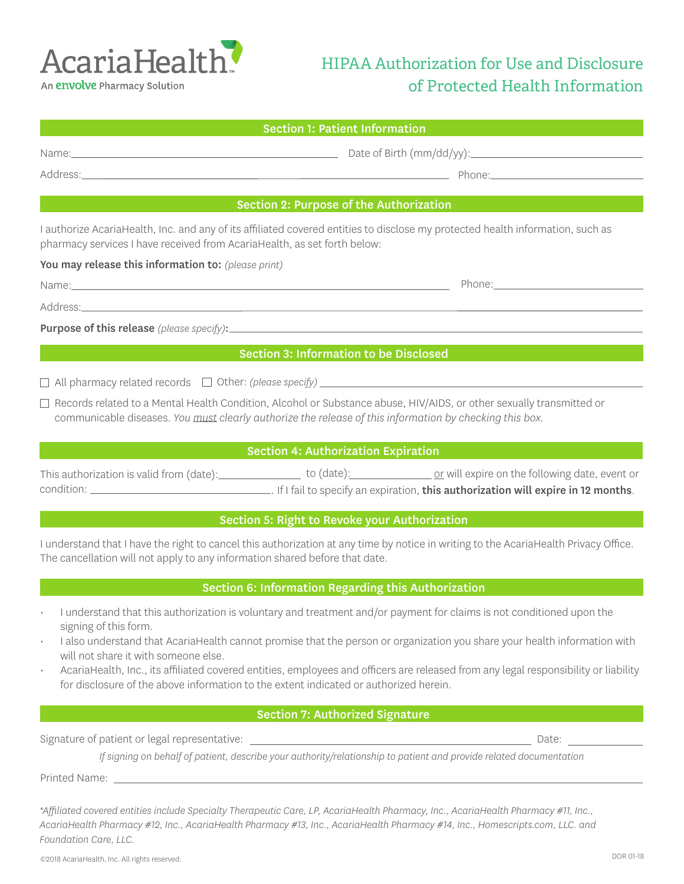AcariaHealth™

An envolve Pharmacy Solution

# HIPAA Authorization for Use and Disclosure of Protected Health Information

## Section 1: Patient Information

Name:______________________________ Date of Birth (mm/dd/yy):______________________________

Address:______________________________ Phone:______________________________

## Section 2: Purpose of the Authorization

I authorize AcariaHealth, Inc. and any of its affiliated covered entities to disclose my protected health information, such as pharmacy services I have received from AcariaHealth, as set forth below:

**You may release this information to:** *(please print)*

Name:______________________________ Phone:______________________________

Address:______________________________

**Purpose of this release** *(please specify)*:______________________________

## Section 3: Information to be Disclosed

☐ All pharmacy related records ☐ Other: *(please specify)* ______________________________

☐ Records related to a Mental Health Condition, Alcohol or Substance abuse, HIV/AIDS, or other sexually transmitted or communicable diseases. *You must clearly authorize the release of this information by checking this box.*

## Section 4: Authorization Expiration

This authorization is valid from (date):______________ to (date):______________ or will expire on the following date, event or condition: ______________________________. If I fail to specify an expiration, **this authorization will expire in 12 months**.

## Section 5: Right to Revoke your Authorization

I understand that I have the right to cancel this authorization at any time by notice in writing to the AcariaHealth Privacy Office. The cancellation will not apply to any information shared before that date.

## Section 6: Information Regarding this Authorization

- I understand that this authorization is voluntary and treatment and/or payment for claims is not conditioned upon the signing of this form.
- I also understand that AcariaHealth cannot promise that the person or organization you share your health information with will not share it with someone else.
- AcariaHealth, Inc., its affiliated covered entities, employees and officers are released from any legal responsibility or liability for disclosure of the above information to the extent indicated or authorized herein.

## Section 7: Authorized Signature

Signature of patient or legal representative: ______________________________ Date: ______________

*If signing on behalf of patient, describe your authority/relationship to patient and provide related documentation*

Printed Name: ______________________________

*\*Affiliated covered entities include Specialty Therapeutic Care, LP, AcariaHealth Pharmacy, Inc., AcariaHealth Pharmacy #11, Inc., AcariaHealth Pharmacy #12, Inc., AcariaHealth Pharmacy #13, Inc., AcariaHealth Pharmacy #14, Inc., Homescripts.com, LLC. and Foundation Care, LLC.*

©2018 AcariaHealth, Inc. All rights reserved.

DOR 01-18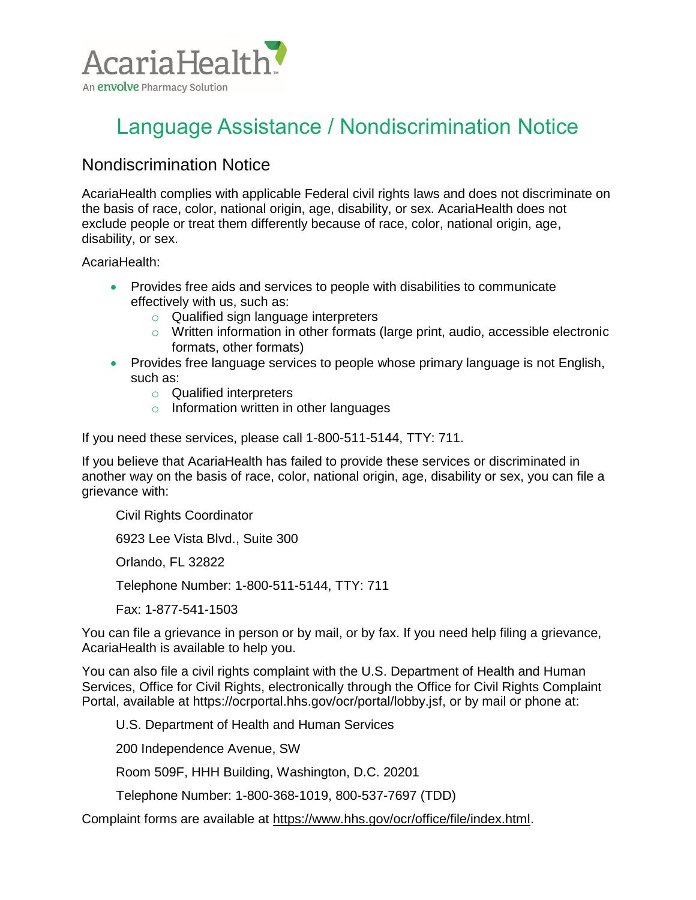AcariaHealth

An envolve Pharmacy Solution

# Language Assistance / Nondiscrimination Notice

## Nondiscrimination Notice

AcariaHealth complies with applicable Federal civil rights laws and does not discriminate on the basis of race, color, national origin, age, disability, or sex. AcariaHealth does not exclude people or treat them differently because of race, color, national origin, age, disability, or sex.

AcariaHealth:

- Provides free aids and services to people with disabilities to communicate effectively with us, such as:
  - Qualified sign language interpreters
  - Written information in other formats (large print, audio, accessible electronic formats, other formats)
- Provides free language services to people whose primary language is not English, such as:
  - Qualified interpreters
  - Information written in other languages

If you need these services, please call 1-800-511-5144, TTY: 711.

If you believe that AcariaHealth has failed to provide these services or discriminated in another way on the basis of race, color, national origin, age, disability or sex, you can file a grievance with:

Civil Rights Coordinator

6923 Lee Vista Blvd., Suite 300

Orlando, FL 32822

Telephone Number: 1-800-511-5144, TTY: 711

Fax: 1-877-541-1503

You can file a grievance in person or by mail, or by fax. If you need help filing a grievance, AcariaHealth is available to help you.

You can also file a civil rights complaint with the U.S. Department of Health and Human Services, Office for Civil Rights, electronically through the Office for Civil Rights Complaint Portal, available at https://ocrportal.hhs.gov/ocr/portal/lobby.jsf, or by mail or phone at:

U.S. Department of Health and Human Services

200 Independence Avenue, SW

Room 509F, HHH Building, Washington, D.C. 20201

Telephone Number: 1-800-368-1019, 800-537-7697 (TDD)

Complaint forms are available at https://www.hhs.gov/ocr/office/file/index.html.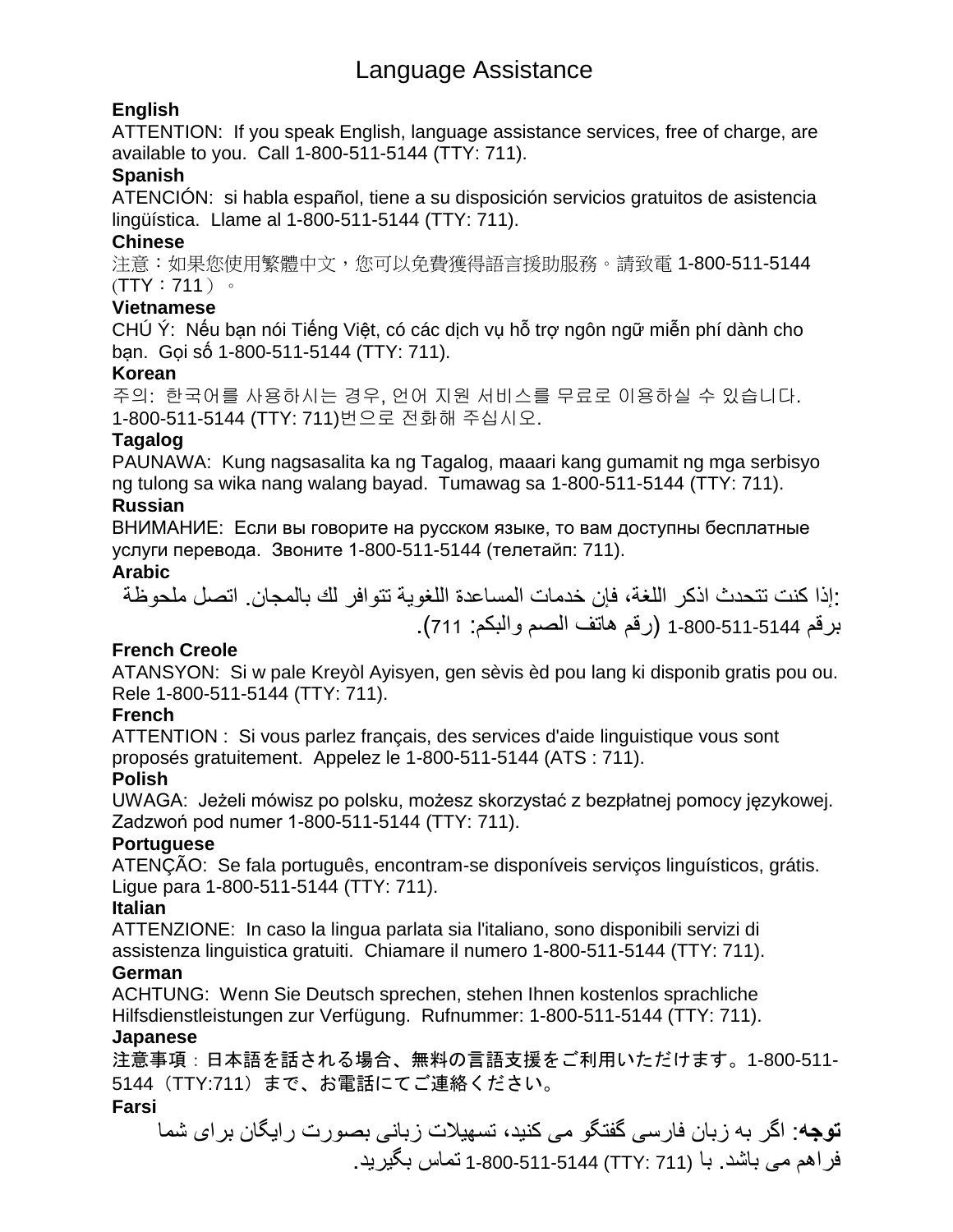# Language Assistance

**English**
ATTENTION:  If you speak English, language assistance services, free of charge, are available to you.  Call 1-800-511-5144 (TTY: 711).

**Spanish**
ATENCIÓN:  si habla español, tiene a su disposición servicios gratuitos de asistencia lingüística.  Llame al 1-800-511-5144 (TTY: 711).

**Chinese**
注意：如果您使用繁體中文，您可以免費獲得語言援助服務。請致電 1-800-511-5144 (TTY：711）。

**Vietnamese**
CHÚ Ý:  Nếu bạn nói Tiếng Việt, có các dịch vụ hỗ trợ ngôn ngữ miễn phí dành cho bạn.  Gọi số 1-800-511-5144 (TTY: 711).

**Korean**
주의:  한국어를 사용하시는 경우, 언어 지원 서비스를 무료로 이용하실 수 있습니다. 1-800-511-5144 (TTY: 711)번으로 전화해 주십시오.

**Tagalog**
PAUNAWA:  Kung nagsasalita ka ng Tagalog, maaari kang gumamit ng mga serbisyo ng tulong sa wika nang walang bayad.  Tumawag sa 1-800-511-5144 (TTY: 711).

**Russian**
ВНИМАНИЕ:  Если вы говорите на русском языке, то вам доступны бесплатные услуги перевода.  Звоните 1-800-511-5144 (телетайп: 711).

**Arabic**
ملحوظة: إذا كنت تتحدث اذكر اللغة، فإن خدمات المساعدة اللغوية تتوافر لك بالمجان. اتصل برقم 1-800-511-5144 (رقم هاتف الصم والبكم: 711).

**French Creole**
ATANSYON:  Si w pale Kreyòl Ayisyen, gen sèvis èd pou lang ki disponib gratis pou ou. Rele 1-800-511-5144 (TTY: 711).

**French**
ATTENTION :  Si vous parlez français, des services d'aide linguistique vous sont proposés gratuitement.  Appelez le 1-800-511-5144 (ATS : 711).

**Polish**
UWAGA:  Jeżeli mówisz po polsku, możesz skorzystać z bezpłatnej pomocy językowej.  Zadzwoń pod numer 1-800-511-5144 (TTY: 711).

**Portuguese**
ATENÇÃO:  Se fala português, encontram-se disponíveis serviços linguísticos, grátis.  Ligue para 1-800-511-5144 (TTY: 711).

**Italian**
ATTENZIONE:  In caso la lingua parlata sia l'italiano, sono disponibili servizi di assistenza linguistica gratuiti.  Chiamare il numero 1-800-511-5144 (TTY: 711).

**German**
ACHTUNG:  Wenn Sie Deutsch sprechen, stehen Ihnen kostenlos sprachliche Hilfsdienstleistungen zur Verfügung.  Rufnummer: 1-800-511-5144 (TTY: 711).

**Japanese**
注意事項：日本語を話される場合、無料の言語支援をご利用いただけます。1-800-511-5144（TTY:711）まで、お電話にてご連絡ください。

**Farsi**
**توجه**: اگر به زبان فارسی گفتگو می کنید، تسهیلات زبانی بصورت رایگان برای شما فراهم می باشد. با 1-800-511-5144 (TTY: 711) تماس بگیرید.